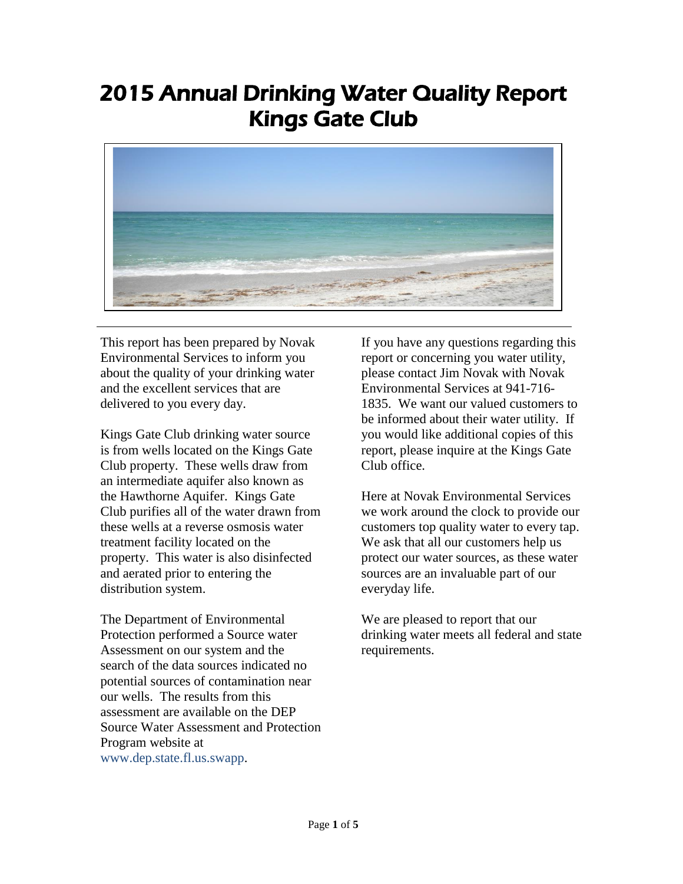# 2015 Annual Drinking Water Quality Report
# Kings Gate Club

This report has been prepared by Novak Environmental Services to inform you about the quality of your drinking water and the excellent services that are delivered to you every day.

Kings Gate Club drinking water source is from wells located on the Kings Gate Club property. These wells draw from an intermediate aquifer also known as the Hawthorne Aquifer. Kings Gate Club purifies all of the water drawn from these wells at a reverse osmosis water treatment facility located on the property. This water is also disinfected and aerated prior to entering the distribution system.

The Department of Environmental Protection performed a Source water Assessment on our system and the search of the data sources indicated no potential sources of contamination near our wells. The results from this assessment are available on the DEP Source Water Assessment and Protection Program website at www.dep.state.fl.us.swapp.

If you have any questions regarding this report or concerning you water utility, please contact Jim Novak with Novak Environmental Services at 941-716-1835. We want our valued customers to be informed about their water utility. If you would like additional copies of this report, please inquire at the Kings Gate Club office.

Here at Novak Environmental Services we work around the clock to provide our customers top quality water to every tap. We ask that all our customers help us protect our water sources, as these water sources are an invaluable part of our everyday life.

We are pleased to report that our drinking water meets all federal and state requirements.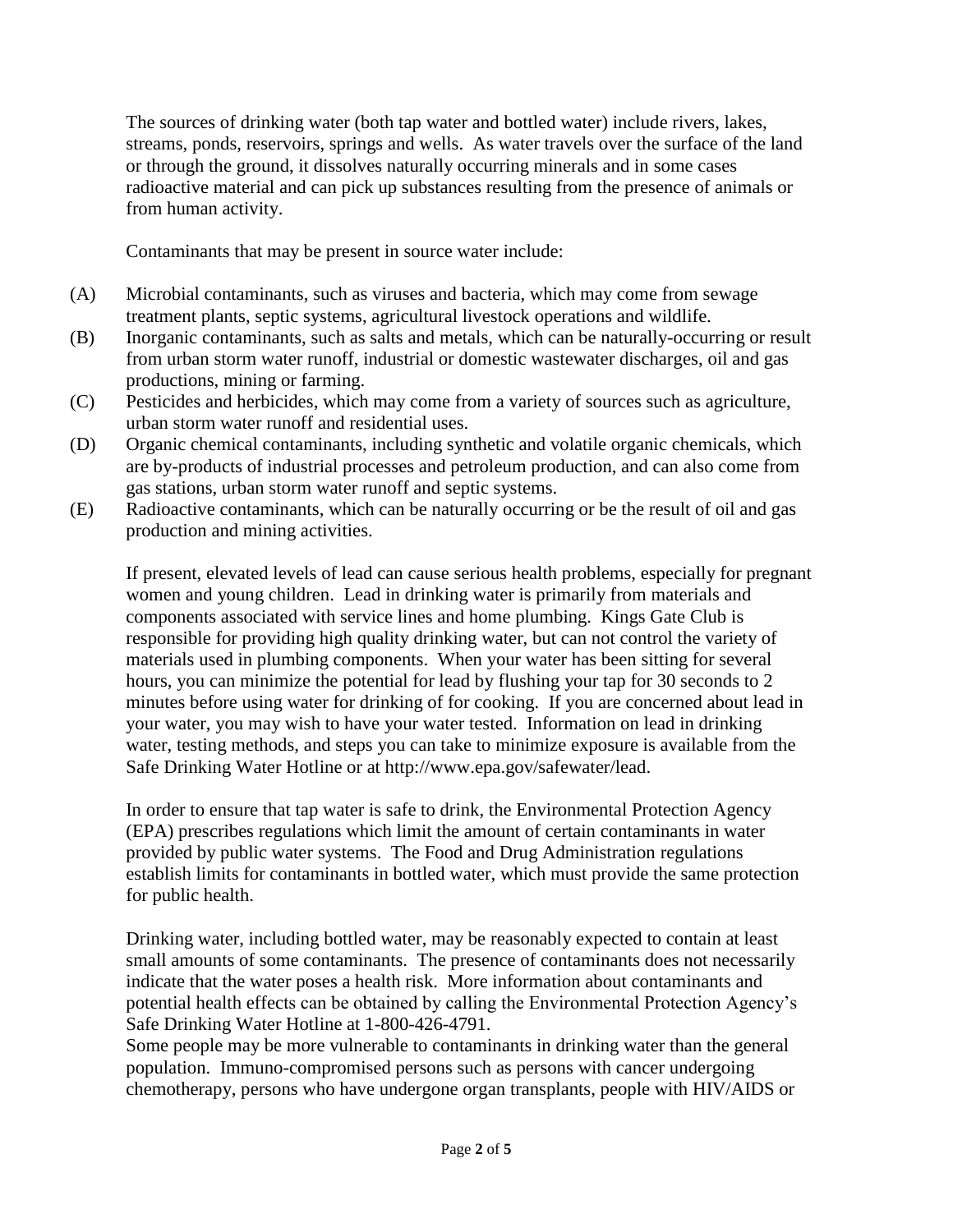The sources of drinking water (both tap water and bottled water) include rivers, lakes, streams, ponds, reservoirs, springs and wells. As water travels over the surface of the land or through the ground, it dissolves naturally occurring minerals and in some cases radioactive material and can pick up substances resulting from the presence of animals or from human activity.

Contaminants that may be present in source water include:

(A) Microbial contaminants, such as viruses and bacteria, which may come from sewage treatment plants, septic systems, agricultural livestock operations and wildlife.

(B) Inorganic contaminants, such as salts and metals, which can be naturally-occurring or result from urban storm water runoff, industrial or domestic wastewater discharges, oil and gas productions, mining or farming.

(C) Pesticides and herbicides, which may come from a variety of sources such as agriculture, urban storm water runoff and residential uses.

(D) Organic chemical contaminants, including synthetic and volatile organic chemicals, which are by-products of industrial processes and petroleum production, and can also come from gas stations, urban storm water runoff and septic systems.

(E) Radioactive contaminants, which can be naturally occurring or be the result of oil and gas production and mining activities.

If present, elevated levels of lead can cause serious health problems, especially for pregnant women and young children. Lead in drinking water is primarily from materials and components associated with service lines and home plumbing. Kings Gate Club is responsible for providing high quality drinking water, but can not control the variety of materials used in plumbing components. When your water has been sitting for several hours, you can minimize the potential for lead by flushing your tap for 30 seconds to 2 minutes before using water for drinking of for cooking. If you are concerned about lead in your water, you may wish to have your water tested. Information on lead in drinking water, testing methods, and steps you can take to minimize exposure is available from the Safe Drinking Water Hotline or at http://www.epa.gov/safewater/lead.

In order to ensure that tap water is safe to drink, the Environmental Protection Agency (EPA) prescribes regulations which limit the amount of certain contaminants in water provided by public water systems. The Food and Drug Administration regulations establish limits for contaminants in bottled water, which must provide the same protection for public health.

Drinking water, including bottled water, may be reasonably expected to contain at least small amounts of some contaminants. The presence of contaminants does not necessarily indicate that the water poses a health risk. More information about contaminants and potential health effects can be obtained by calling the Environmental Protection Agency's Safe Drinking Water Hotline at 1-800-426-4791.

Some people may be more vulnerable to contaminants in drinking water than the general population. Immuno-compromised persons such as persons with cancer undergoing chemotherapy, persons who have undergone organ transplants, people with HIV/AIDS or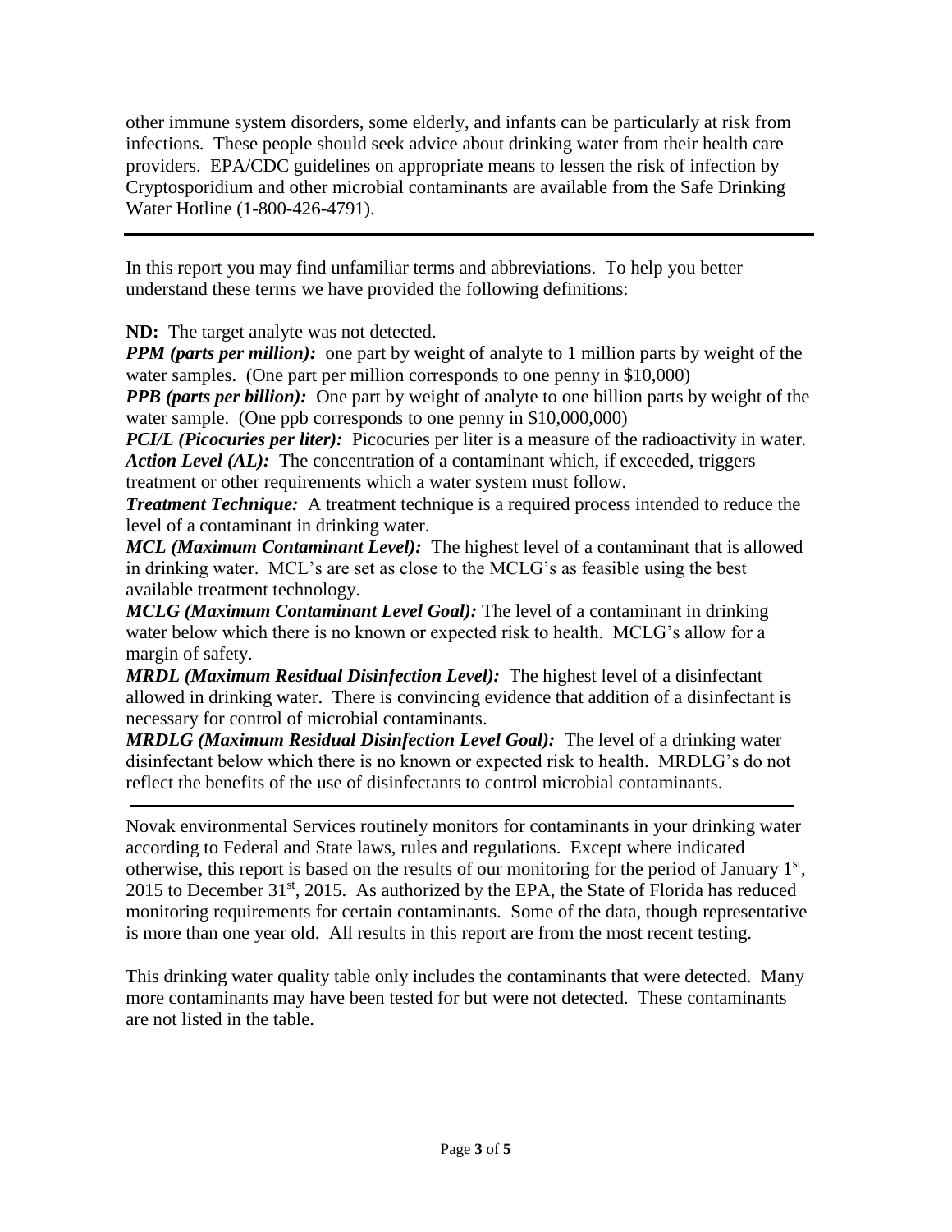other immune system disorders, some elderly, and infants can be particularly at risk from infections. These people should seek advice about drinking water from their health care providers. EPA/CDC guidelines on appropriate means to lessen the risk of infection by Cryptosporidium and other microbial contaminants are available from the Safe Drinking Water Hotline (1-800-426-4791).

---

In this report you may find unfamiliar terms and abbreviations. To help you better understand these terms we have provided the following definitions:

**ND:** The target analyte was not detected.
***PPM (parts per million):*** one part by weight of analyte to 1 million parts by weight of the water samples. (One part per million corresponds to one penny in $10,000)
***PPB (parts per billion):*** One part by weight of analyte to one billion parts by weight of the water sample. (One ppb corresponds to one penny in $10,000,000)
***PCI/L (Picocuries per liter):*** Picocuries per liter is a measure of the radioactivity in water.
***Action Level (AL):*** The concentration of a contaminant which, if exceeded, triggers treatment or other requirements which a water system must follow.
***Treatment Technique:*** A treatment technique is a required process intended to reduce the level of a contaminant in drinking water.
***MCL (Maximum Contaminant Level):*** The highest level of a contaminant that is allowed in drinking water. MCL's are set as close to the MCLG's as feasible using the best available treatment technology.
***MCLG (Maximum Contaminant Level Goal):*** The level of a contaminant in drinking water below which there is no known or expected risk to health. MCLG's allow for a margin of safety.
***MRDL (Maximum Residual Disinfection Level):*** The highest level of a disinfectant allowed in drinking water. There is convincing evidence that addition of a disinfectant is necessary for control of microbial contaminants.
***MRDLG (Maximum Residual Disinfection Level Goal):*** The level of a drinking water disinfectant below which there is no known or expected risk to health. MRDLG's do not reflect the benefits of the use of disinfectants to control microbial contaminants.

---

Novak environmental Services routinely monitors for contaminants in your drinking water according to Federal and State laws, rules and regulations. Except where indicated otherwise, this report is based on the results of our monitoring for the period of January 1st, 2015 to December 31st, 2015. As authorized by the EPA, the State of Florida has reduced monitoring requirements for certain contaminants. Some of the data, though representative is more than one year old. All results in this report are from the most recent testing.

This drinking water quality table only includes the contaminants that were detected. Many more contaminants may have been tested for but were not detected. These contaminants are not listed in the table.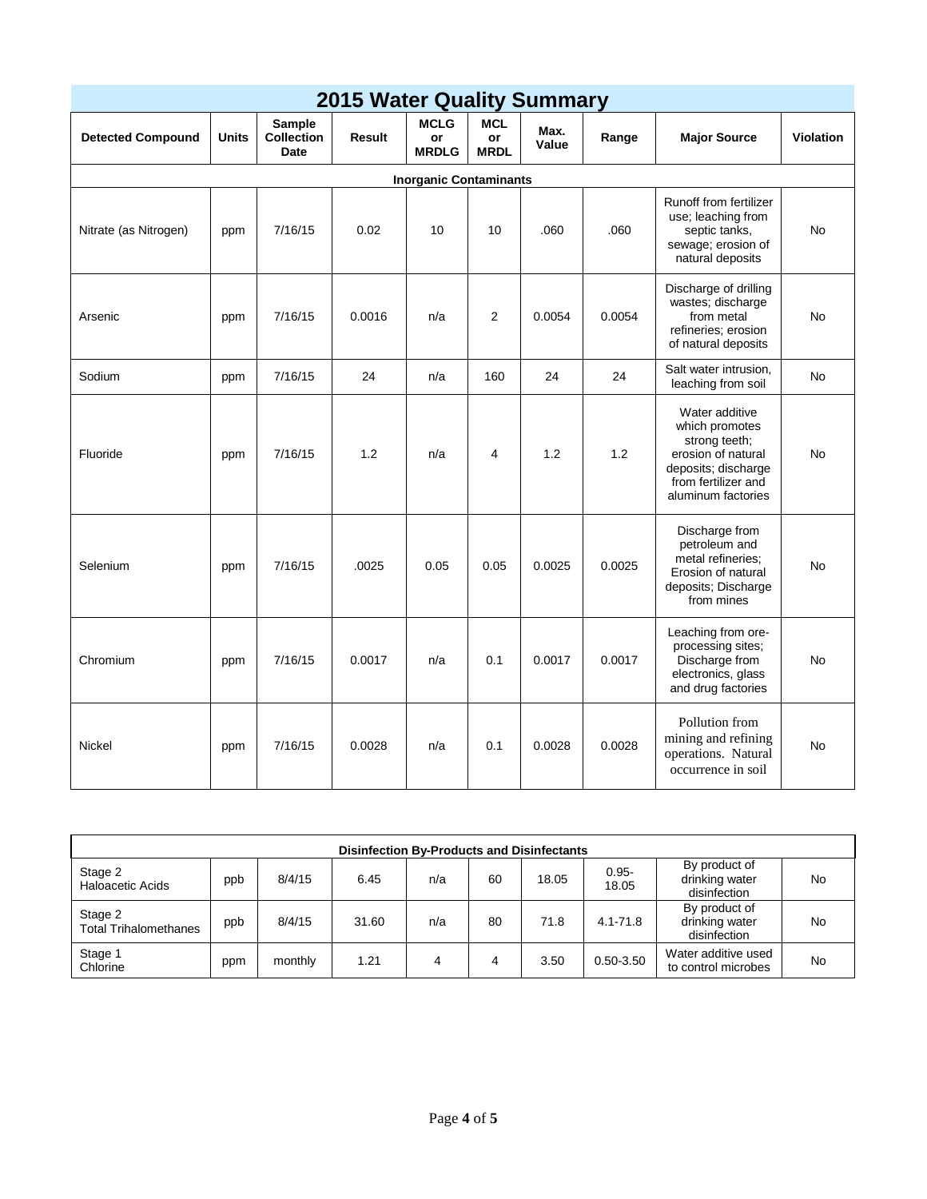## 2015 Water Quality Summary

| Detected Compound | Units | Sample Collection Date | Result | MCLG or MRDLG | MCL or MRDL | Max. Value | Range | Major Source | Violation |
|---|---|---|---|---|---|---|---|---|---|
| **Inorganic Contaminants** | | | | | | | | | |
| Nitrate (as Nitrogen) | ppm | 7/16/15 | 0.02 | 10 | 10 | .060 | .060 | Runoff from fertilizer use; leaching from septic tanks, sewage; erosion of natural deposits | No |
| Arsenic | ppm | 7/16/15 | 0.0016 | n/a | 2 | 0.0054 | 0.0054 | Discharge of drilling wastes; discharge from metal refineries; erosion of natural deposits | No |
| Sodium | ppm | 7/16/15 | 24 | n/a | 160 | 24 | 24 | Salt water intrusion, leaching from soil | No |
| Fluoride | ppm | 7/16/15 | 1.2 | n/a | 4 | 1.2 | 1.2 | Water additive which promotes strong teeth; erosion of natural deposits; discharge from fertilizer and aluminum factories | No |
| Selenium | ppm | 7/16/15 | .0025 | 0.05 | 0.05 | 0.0025 | 0.0025 | Discharge from petroleum and metal refineries; Erosion of natural deposits; Discharge from mines | No |
| Chromium | ppm | 7/16/15 | 0.0017 | n/a | 0.1 | 0.0017 | 0.0017 | Leaching from ore-processing sites; Discharge from electronics, glass and drug factories | No |
| Nickel | ppm | 7/16/15 | 0.0028 | n/a | 0.1 | 0.0028 | 0.0028 | Pollution from mining and refining operations. Natural occurrence in soil | No |

| **Disinfection By-Products and Disinfectants** | | | | | | | | | |
|---|---|---|---|---|---|---|---|---|---|
| Stage 2 Haloacetic Acids | ppb | 8/4/15 | 6.45 | n/a | 60 | 18.05 | 0.95-18.05 | By product of drinking water disinfection | No |
| Stage 2 Total Trihalomethanes | ppb | 8/4/15 | 31.60 | n/a | 80 | 71.8 | 4.1-71.8 | By product of drinking water disinfection | No |
| Stage 1 Chlorine | ppm | monthly | 1.21 | 4 | 4 | 3.50 | 0.50-3.50 | Water additive used to control microbes | No |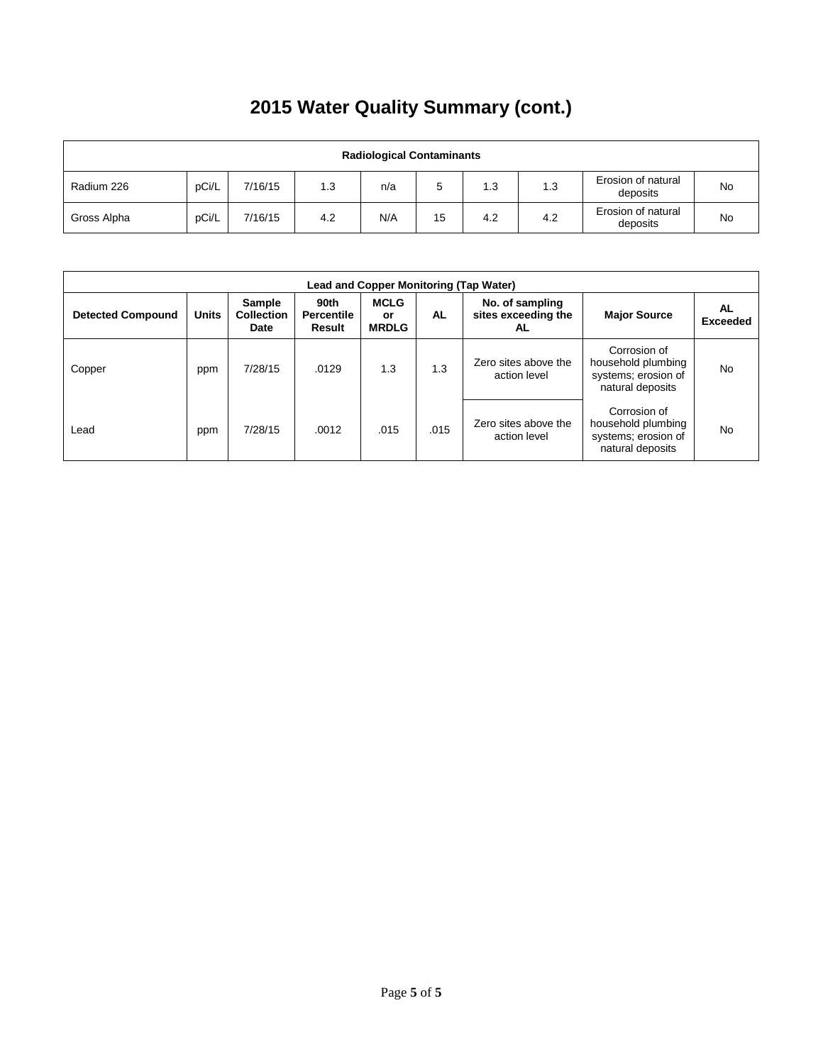# 2015 Water Quality Summary (cont.)

| Radiological Contaminants | | | | | | | | | |
|---|---|---|---|---|---|---|---|---|---|
| Radium 226 | pCi/L | 7/16/15 | 1.3 | n/a | 5 | 1.3 | 1.3 | Erosion of natural deposits | No |
| Gross Alpha | pCi/L | 7/16/15 | 4.2 | N/A | 15 | 4.2 | 4.2 | Erosion of natural deposits | No |

| Lead and Copper Monitoring (Tap Water) | | | | | | | | |
|---|---|---|---|---|---|---|---|---|
| **Detected Compound** | **Units** | **Sample Collection Date** | **90th Percentile Result** | **MCLG or MRDLG** | **AL** | **No. of sampling sites exceeding the AL** | **Major Source** | **AL Exceeded** |
| Copper | ppm | 7/28/15 | .0129 | 1.3 | 1.3 | Zero sites above the action level | Corrosion of household plumbing systems; erosion of natural deposits | No |
| Lead | ppm | 7/28/15 | .0012 | .015 | .015 | Zero sites above the action level | Corrosion of household plumbing systems; erosion of natural deposits | No |